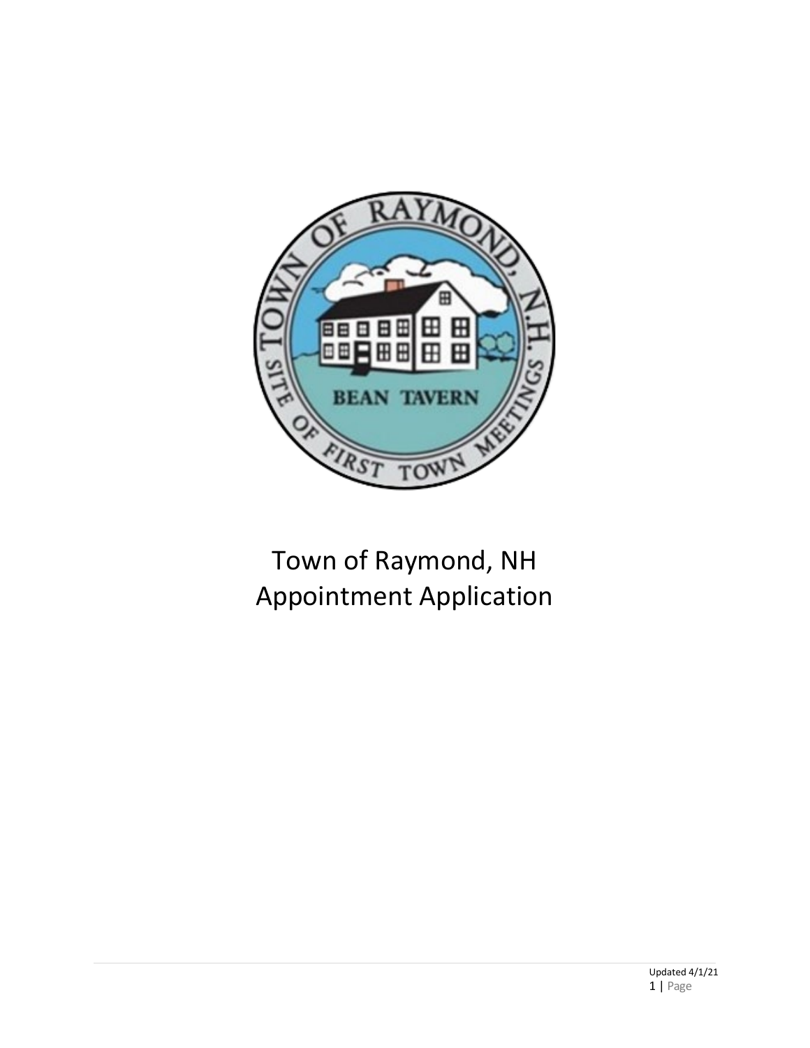# Town of Raymond, NH
# Appointment Application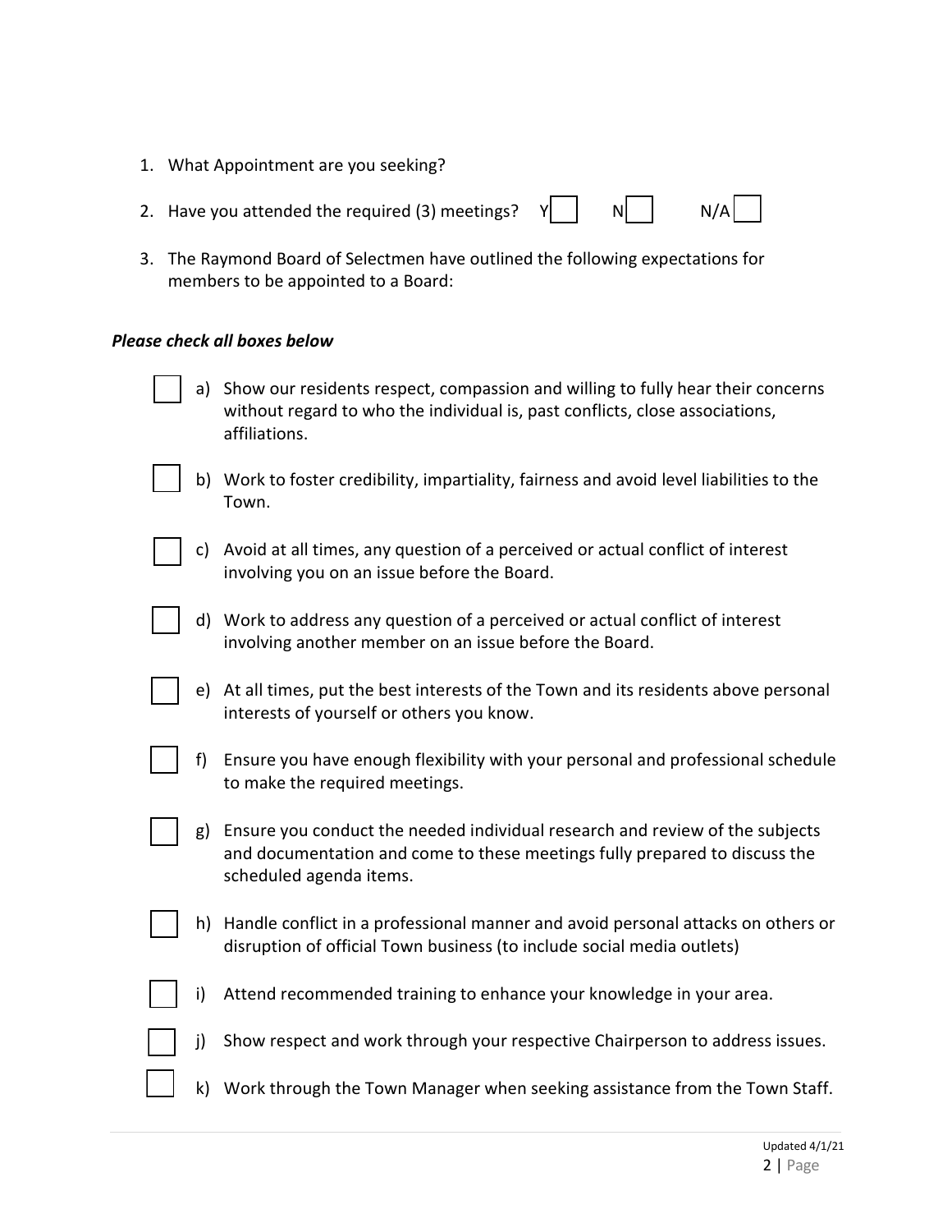1. What Appointment are you seeking?

2. Have you attended the required (3) meetings? Y ☐ N ☐ N/A ☐

3. The Raymond Board of Selectmen have outlined the following expectations for members to be appointed to a Board:

***Please check all boxes below***

- ☐ a) Show our residents respect, compassion and willing to fully hear their concerns without regard to who the individual is, past conflicts, close associations, affiliations.
- ☐ b) Work to foster credibility, impartiality, fairness and avoid level liabilities to the Town.
- ☐ c) Avoid at all times, any question of a perceived or actual conflict of interest involving you on an issue before the Board.
- ☐ d) Work to address any question of a perceived or actual conflict of interest involving another member on an issue before the Board.
- ☐ e) At all times, put the best interests of the Town and its residents above personal interests of yourself or others you know.
- ☐ f) Ensure you have enough flexibility with your personal and professional schedule to make the required meetings.
- ☐ g) Ensure you conduct the needed individual research and review of the subjects and documentation and come to these meetings fully prepared to discuss the scheduled agenda items.
- ☐ h) Handle conflict in a professional manner and avoid personal attacks on others or disruption of official Town business (to include social media outlets)
- ☐ i) Attend recommended training to enhance your knowledge in your area.
- ☐ j) Show respect and work through your respective Chairperson to address issues.
- ☐ k) Work through the Town Manager when seeking assistance from the Town Staff.

Updated 4/1/21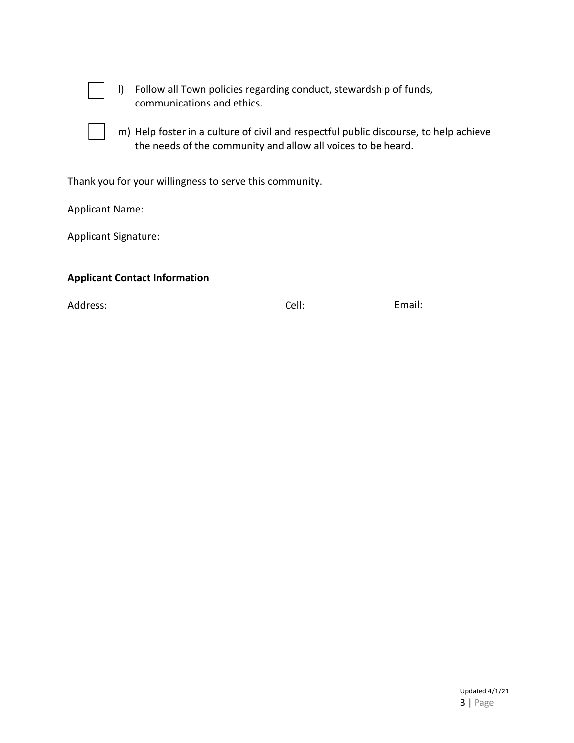- [ ] l) Follow all Town policies regarding conduct, stewardship of funds, communications and ethics.

- [ ] m) Help foster in a culture of civil and respectful public discourse, to help achieve the needs of the community and allow all voices to be heard.

Thank you for your willingness to serve this community.

Applicant Name:

Applicant Signature:

**Applicant Contact Information**

Address: Cell: Email: